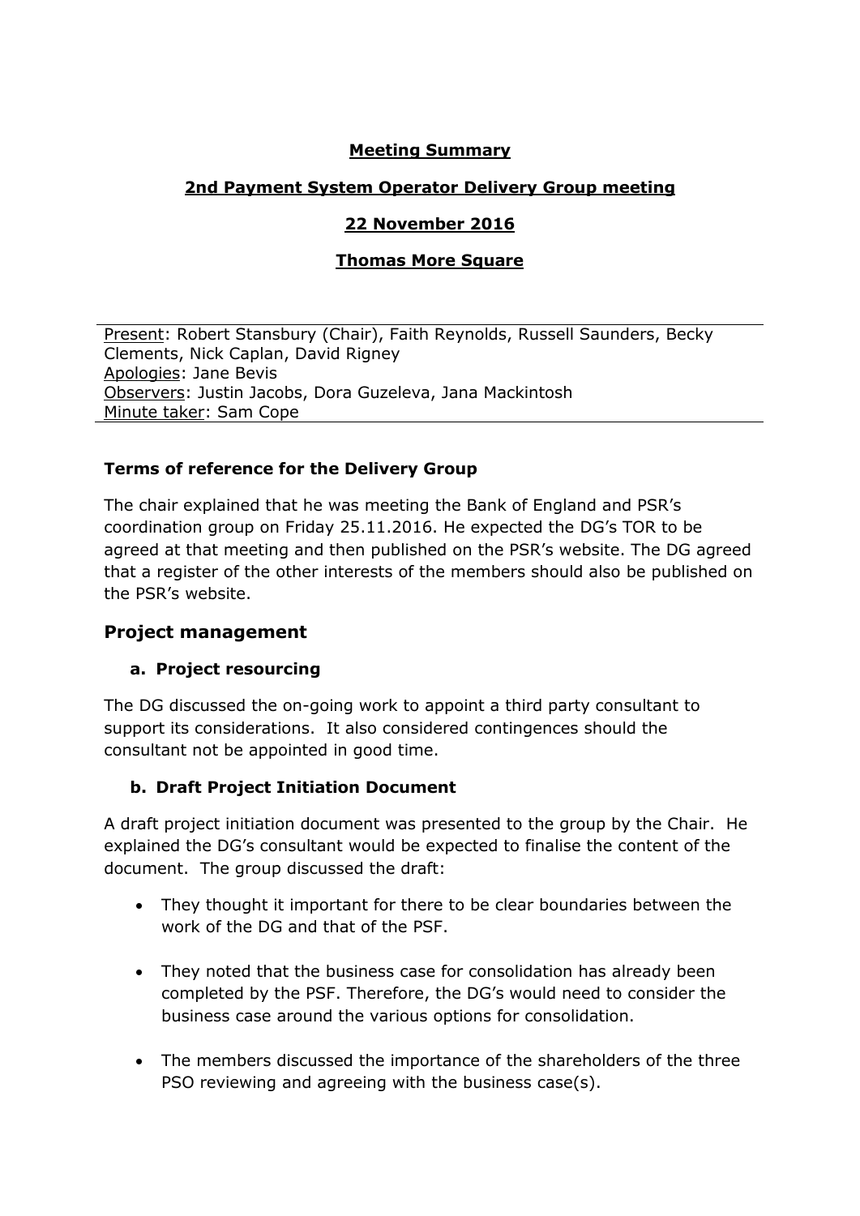**Meeting Summary**

**2nd Payment System Operator Delivery Group meeting**

**22 November 2016**

**Thomas More Square**

Present: Robert Stansbury (Chair), Faith Reynolds, Russell Saunders, Becky Clements, Nick Caplan, David Rigney
Apologies: Jane Bevis
Observers: Justin Jacobs, Dora Guzeleva, Jana Mackintosh
Minute taker: Sam Cope

**Terms of reference for the Delivery Group**

The chair explained that he was meeting the Bank of England and PSR's coordination group on Friday 25.11.2016. He expected the DG's TOR to be agreed at that meeting and then published on the PSR's website. The DG agreed that a register of the other interests of the members should also be published on the PSR's website.

## Project management

### a. Project resourcing

The DG discussed the on-going work to appoint a third party consultant to support its considerations. It also considered contingences should the consultant not be appointed in good time.

### b. Draft Project Initiation Document

A draft project initiation document was presented to the group by the Chair. He explained the DG's consultant would be expected to finalise the content of the document. The group discussed the draft:

- They thought it important for there to be clear boundaries between the work of the DG and that of the PSF.
- They noted that the business case for consolidation has already been completed by the PSF. Therefore, the DG's would need to consider the business case around the various options for consolidation.
- The members discussed the importance of the shareholders of the three PSO reviewing and agreeing with the business case(s).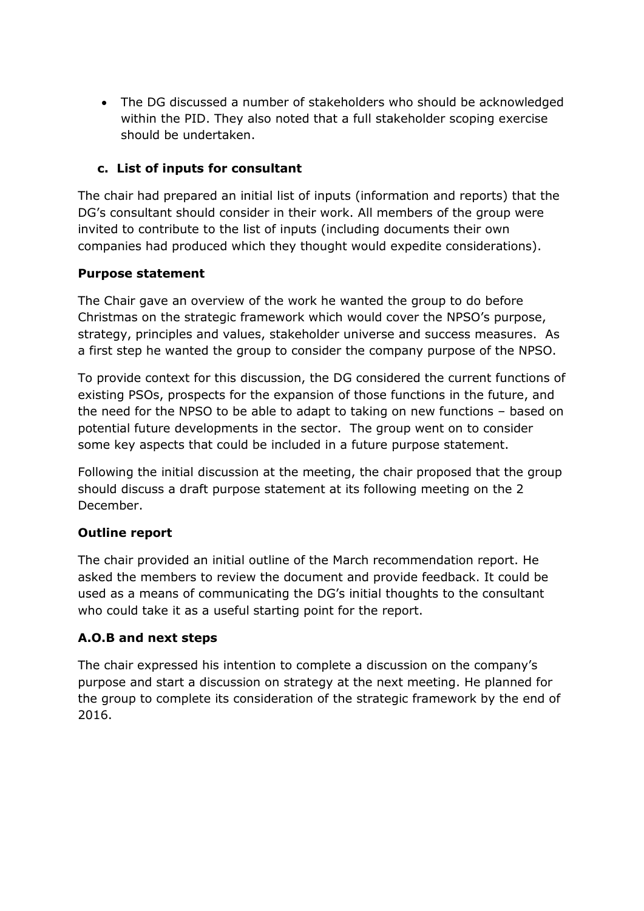- The DG discussed a number of stakeholders who should be acknowledged within the PID. They also noted that a full stakeholder scoping exercise should be undertaken.

**c. List of inputs for consultant**

The chair had prepared an initial list of inputs (information and reports) that the DG's consultant should consider in their work. All members of the group were invited to contribute to the list of inputs (including documents their own companies had produced which they thought would expedite considerations).

**Purpose statement**

The Chair gave an overview of the work he wanted the group to do before Christmas on the strategic framework which would cover the NPSO's purpose, strategy, principles and values, stakeholder universe and success measures. As a first step he wanted the group to consider the company purpose of the NPSO.

To provide context for this discussion, the DG considered the current functions of existing PSOs, prospects for the expansion of those functions in the future, and the need for the NPSO to be able to adapt to taking on new functions – based on potential future developments in the sector. The group went on to consider some key aspects that could be included in a future purpose statement.

Following the initial discussion at the meeting, the chair proposed that the group should discuss a draft purpose statement at its following meeting on the 2 December.

**Outline report**

The chair provided an initial outline of the March recommendation report. He asked the members to review the document and provide feedback. It could be used as a means of communicating the DG's initial thoughts to the consultant who could take it as a useful starting point for the report.

**A.O.B and next steps**

The chair expressed his intention to complete a discussion on the company's purpose and start a discussion on strategy at the next meeting. He planned for the group to complete its consideration of the strategic framework by the end of 2016.